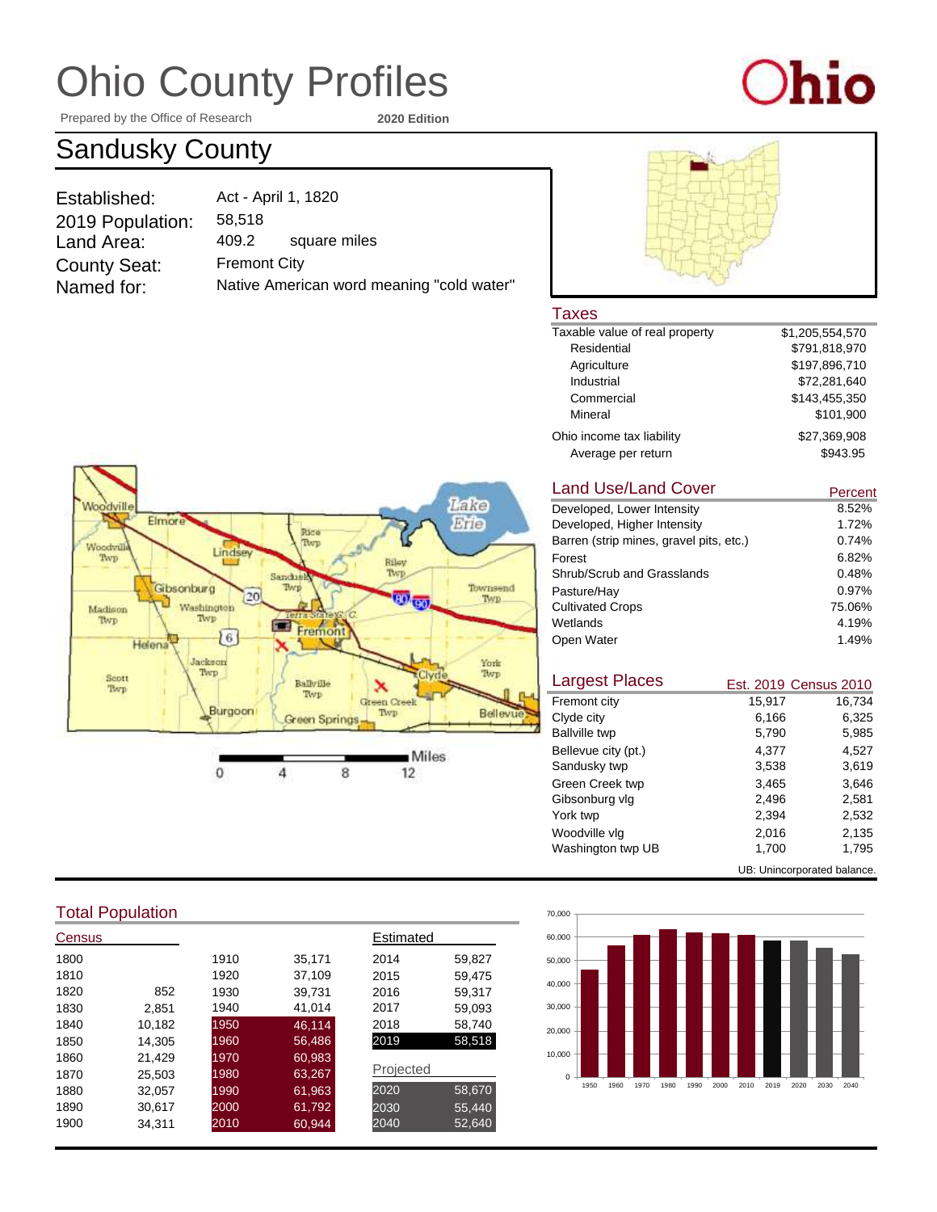# Ohio County Profiles

Prepared by the Office of Research **2020 Edition**

## Sandusky County

| | |
|---|---|
| Established: | Act - April 1, 1820 |
| 2019 Population: | 58,518 |
| Land Area: | 409.2 square miles |
| County Seat: | Fremont City |
| Named for: | Native American word meaning "cold water" |

### Taxes

| | |
|---|---|
| Taxable value of real property | $1,205,554,570 |
| Residential | $791,818,970 |
| Agriculture | $197,896,710 |
| Industrial | $72,281,640 |
| Commercial | $143,455,350 |
| Mineral | $101,900 |
| Ohio income tax liability | $27,369,908 |
| Average per return | $943.95 |

### Land Use/Land Cover

| | Percent |
|---|---|
| Developed, Lower Intensity | 8.52% |
| Developed, Higher Intensity | 1.72% |
| Barren (strip mines, gravel pits, etc.) | 0.74% |
| Forest | 6.82% |
| Shrub/Scrub and Grasslands | 0.48% |
| Pasture/Hay | 0.97% |
| Cultivated Crops | 75.06% |
| Wetlands | 4.19% |
| Open Water | 1.49% |

### Largest Places

| | Est. 2019 | Census 2010 |
|---|---|---|
| Fremont city | 15,917 | 16,734 |
| Clyde city | 6,166 | 6,325 |
| Ballville twp | 5,790 | 5,985 |
| Bellevue city (pt.) | 4,377 | 4,527 |
| Sandusky twp | 3,538 | 3,619 |
| Green Creek twp | 3,465 | 3,646 |
| Gibsonburg vlg | 2,496 | 2,581 |
| York twp | 2,394 | 2,532 |
| Woodville vlg | 2,016 | 2,135 |
| Washington twp UB | 1,700 | 1,795 |

UB: Unincorporated balance.

### Total Population

**Census**

| Year | Population | Year | Population |
|---|---|---|---|
| 1800 | | 1910 | 35,171 |
| 1810 | | 1920 | 37,109 |
| 1820 | 852 | 1930 | 39,731 |
| 1830 | 2,851 | 1940 | 41,014 |
| 1840 | 10,182 | 1950 | 46,114 |
| 1850 | 14,305 | 1960 | 56,486 |
| 1860 | 21,429 | 1970 | 60,983 |
| 1870 | 25,503 | 1980 | 63,267 |
| 1880 | 32,057 | 1990 | 61,963 |
| 1890 | 30,617 | 2000 | 61,792 |
| 1900 | 34,311 | 2010 | 60,944 |

**Estimated**

| Year | Population |
|---|---|
| 2014 | 59,827 |
| 2015 | 59,475 |
| 2016 | 59,317 |
| 2017 | 59,093 |
| 2018 | 58,740 |
| 2019 | 58,518 |

**Projected**

| Year | Population |
|---|---|
| 2020 | 58,670 |
| 2030 | 55,440 |
| 2040 | 52,640 |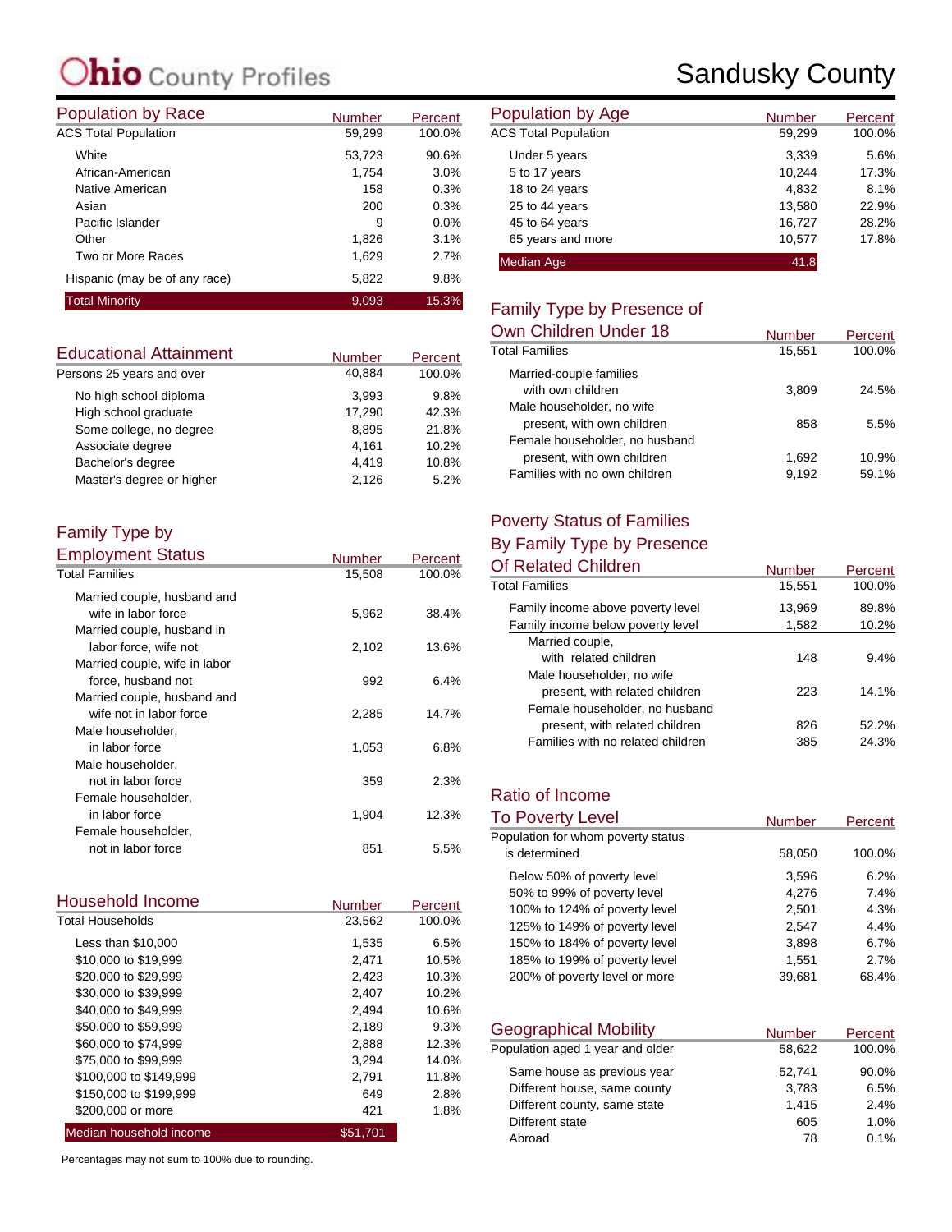# Ohio County Profiles

# Sandusky County

## Population by Race

| | Number | Percent |
|---|---|---|
| ACS Total Population | 59,299 | 100.0% |
| White | 53,723 | 90.6% |
| African-American | 1,754 | 3.0% |
| Native American | 158 | 0.3% |
| Asian | 200 | 0.3% |
| Pacific Islander | 9 | 0.0% |
| Other | 1,826 | 3.1% |
| Two or More Races | 1,629 | 2.7% |
| Hispanic (may be of any race) | 5,822 | 9.8% |
| Total Minority | 9,093 | 15.3% |

## Educational Attainment

| | Number | Percent |
|---|---|---|
| Persons 25 years and over | 40,884 | 100.0% |
| No high school diploma | 3,993 | 9.8% |
| High school graduate | 17,290 | 42.3% |
| Some college, no degree | 8,895 | 21.8% |
| Associate degree | 4,161 | 10.2% |
| Bachelor's degree | 4,419 | 10.8% |
| Master's degree or higher | 2,126 | 5.2% |

## Family Type by Employment Status

| | Number | Percent |
|---|---|---|
| Total Families | 15,508 | 100.0% |
| Married couple, husband and wife in labor force | 5,962 | 38.4% |
| Married couple, husband in labor force, wife not | 2,102 | 13.6% |
| Married couple, wife in labor force, husband not | 992 | 6.4% |
| Married couple, husband and wife not in labor force | 2,285 | 14.7% |
| Male householder, in labor force | 1,053 | 6.8% |
| Male householder, not in labor force | 359 | 2.3% |
| Female householder, in labor force | 1,904 | 12.3% |
| Female householder, not in labor force | 851 | 5.5% |

## Household Income

| | Number | Percent |
|---|---|---|
| Total Households | 23,562 | 100.0% |
| Less than $10,000 | 1,535 | 6.5% |
| $10,000 to $19,999 | 2,471 | 10.5% |
| $20,000 to $29,999 | 2,423 | 10.3% |
| $30,000 to $39,999 | 2,407 | 10.2% |
| $40,000 to $49,999 | 2,494 | 10.6% |
| $50,000 to $59,999 | 2,189 | 9.3% |
| $60,000 to $74,999 | 2,888 | 12.3% |
| $75,000 to $99,999 | 3,294 | 14.0% |
| $100,000 to $149,999 | 2,791 | 11.8% |
| $150,000 to $199,999 | 649 | 2.8% |
| $200,000 or more | 421 | 1.8% |
| Median household income | $51,701 | |

Percentages may not sum to 100% due to rounding.

## Population by Age

| | Number | Percent |
|---|---|---|
| ACS Total Population | 59,299 | 100.0% |
| Under 5 years | 3,339 | 5.6% |
| 5 to 17 years | 10,244 | 17.3% |
| 18 to 24 years | 4,832 | 8.1% |
| 25 to 44 years | 13,580 | 22.9% |
| 45 to 64 years | 16,727 | 28.2% |
| 65 years and more | 10,577 | 17.8% |
| Median Age | 41.8 | |

## Family Type by Presence of Own Children Under 18

| | Number | Percent |
|---|---|---|
| Total Families | 15,551 | 100.0% |
| Married-couple families with own children | 3,809 | 24.5% |
| Male householder, no wife present, with own children | 858 | 5.5% |
| Female householder, no husband present, with own children | 1,692 | 10.9% |
| Families with no own children | 9,192 | 59.1% |

## Poverty Status of Families By Family Type by Presence Of Related Children

| | Number | Percent |
|---|---|---|
| Total Families | 15,551 | 100.0% |
| Family income above poverty level | 13,969 | 89.8% |
| Family income below poverty level | 1,582 | 10.2% |
| Married couple, with related children | 148 | 9.4% |
| Male householder, no wife present, with related children | 223 | 14.1% |
| Female householder, no husband present, with related children | 826 | 52.2% |
| Families with no related children | 385 | 24.3% |

## Ratio of Income To Poverty Level

| | Number | Percent |
|---|---|---|
| Population for whom poverty status is determined | 58,050 | 100.0% |
| Below 50% of poverty level | 3,596 | 6.2% |
| 50% to 99% of poverty level | 4,276 | 7.4% |
| 100% to 124% of poverty level | 2,501 | 4.3% |
| 125% to 149% of poverty level | 2,547 | 4.4% |
| 150% to 184% of poverty level | 3,898 | 6.7% |
| 185% to 199% of poverty level | 1,551 | 2.7% |
| 200% of poverty level or more | 39,681 | 68.4% |

## Geographical Mobility

| | Number | Percent |
|---|---|---|
| Population aged 1 year and older | 58,622 | 100.0% |
| Same house as previous year | 52,741 | 90.0% |
| Different house, same county | 3,783 | 6.5% |
| Different county, same state | 1,415 | 2.4% |
| Different state | 605 | 1.0% |
| Abroad | 78 | 0.1% |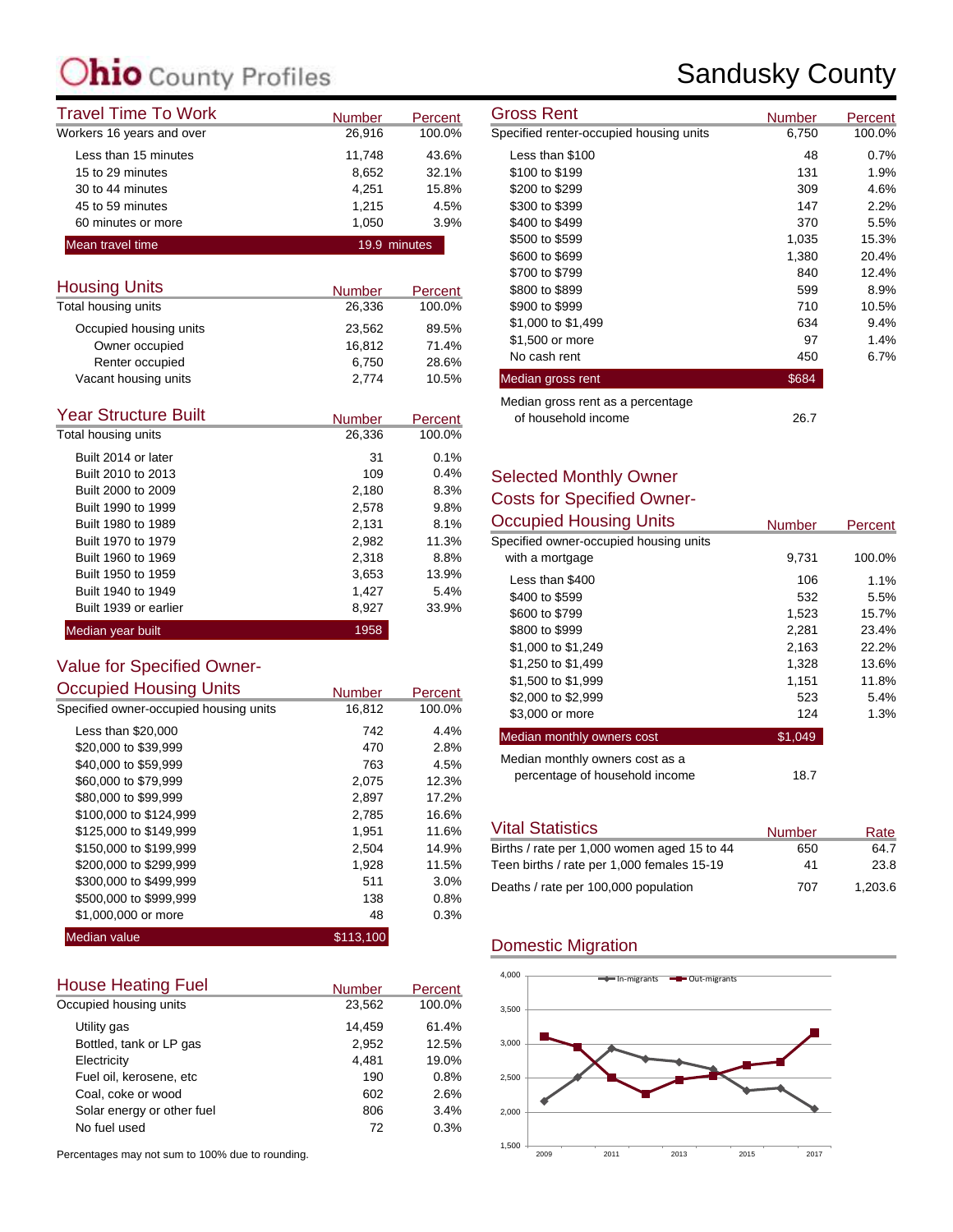# Ohio County Profiles — Sandusky County

## Travel Time To Work

| | Number | Percent |
|---|---|---|
| Workers 16 years and over | 26,916 | 100.0% |
| Less than 15 minutes | 11,748 | 43.6% |
| 15 to 29 minutes | 8,652 | 32.1% |
| 30 to 44 minutes | 4,251 | 15.8% |
| 45 to 59 minutes | 1,215 | 4.5% |
| 60 minutes or more | 1,050 | 3.9% |
| **Mean travel time** | **19.9 minutes** | |

## Housing Units

| | Number | Percent |
|---|---|---|
| Total housing units | 26,336 | 100.0% |
| Occupied housing units | 23,562 | 89.5% |
| Owner occupied | 16,812 | 71.4% |
| Renter occupied | 6,750 | 28.6% |
| Vacant housing units | 2,774 | 10.5% |

## Year Structure Built

| | Number | Percent |
|---|---|---|
| Total housing units | 26,336 | 100.0% |
| Built 2014 or later | 31 | 0.1% |
| Built 2010 to 2013 | 109 | 0.4% |
| Built 2000 to 2009 | 2,180 | 8.3% |
| Built 1990 to 1999 | 2,578 | 9.8% |
| Built 1980 to 1989 | 2,131 | 8.1% |
| Built 1970 to 1979 | 2,982 | 11.3% |
| Built 1960 to 1969 | 2,318 | 8.8% |
| Built 1950 to 1959 | 3,653 | 13.9% |
| Built 1940 to 1949 | 1,427 | 5.4% |
| Built 1939 or earlier | 8,927 | 33.9% |
| **Median year built** | **1958** | |

## Value for Specified Owner-Occupied Housing Units

| | Number | Percent |
|---|---|---|
| Specified owner-occupied housing units | 16,812 | 100.0% |
| Less than $20,000 | 742 | 4.4% |
| $20,000 to $39,999 | 470 | 2.8% |
| $40,000 to $59,999 | 763 | 4.5% |
| $60,000 to $79,999 | 2,075 | 12.3% |
| $80,000 to $99,999 | 2,897 | 17.2% |
| $100,000 to $124,999 | 2,785 | 16.6% |
| $125,000 to $149,999 | 1,951 | 11.6% |
| $150,000 to $199,999 | 2,504 | 14.9% |
| $200,000 to $299,999 | 1,928 | 11.5% |
| $300,000 to $499,999 | 511 | 3.0% |
| $500,000 to $999,999 | 138 | 0.8% |
| $1,000,000 or more | 48 | 0.3% |
| **Median value** | **$113,100** | |

## House Heating Fuel

| | Number | Percent |
|---|---|---|
| Occupied housing units | 23,562 | 100.0% |
| Utility gas | 14,459 | 61.4% |
| Bottled, tank or LP gas | 2,952 | 12.5% |
| Electricity | 4,481 | 19.0% |
| Fuel oil, kerosene, etc | 190 | 0.8% |
| Coal, coke or wood | 602 | 2.6% |
| Solar energy or other fuel | 806 | 3.4% |
| No fuel used | 72 | 0.3% |

Percentages may not sum to 100% due to rounding.

## Gross Rent

| | Number | Percent |
|---|---|---|
| Specified renter-occupied housing units | 6,750 | 100.0% |
| Less than $100 | 48 | 0.7% |
| $100 to $199 | 131 | 1.9% |
| $200 to $299 | 309 | 4.6% |
| $300 to $399 | 147 | 2.2% |
| $400 to $499 | 370 | 5.5% |
| $500 to $599 | 1,035 | 15.3% |
| $600 to $699 | 1,380 | 20.4% |
| $700 to $799 | 840 | 12.4% |
| $800 to $899 | 599 | 8.9% |
| $900 to $999 | 710 | 10.5% |
| $1,000 to $1,499 | 634 | 9.4% |
| $1,500 or more | 97 | 1.4% |
| No cash rent | 450 | 6.7% |
| **Median gross rent** | **$684** | |
| Median gross rent as a percentage of household income | 26.7 | |

## Selected Monthly Owner Costs for Specified Owner-Occupied Housing Units

| | Number | Percent |
|---|---|---|
| Specified owner-occupied housing units with a mortgage | 9,731 | 100.0% |
| Less than $400 | 106 | 1.1% |
| $400 to $599 | 532 | 5.5% |
| $600 to $799 | 1,523 | 15.7% |
| $800 to $999 | 2,281 | 23.4% |
| $1,000 to $1,249 | 2,163 | 22.2% |
| $1,250 to $1,499 | 1,328 | 13.6% |
| $1,500 to $1,999 | 1,151 | 11.8% |
| $2,000 to $2,999 | 523 | 5.4% |
| $3,000 or more | 124 | 1.3% |
| **Median monthly owners cost** | **$1,049** | |
| Median monthly owners cost as a percentage of household income | 18.7 | |

## Vital Statistics

| | Number | Rate |
|---|---|---|
| Births / rate per 1,000 women aged 15 to 44 | 650 | 64.7 |
| Teen births / rate per 1,000 females 15-19 | 41 | 23.8 |
| Deaths / rate per 100,000 population | 707 | 1,203.6 |

## Domestic Migration

In-migrants / Out-migrants, 2009–2017 (y-axis 1,500 to 4,000)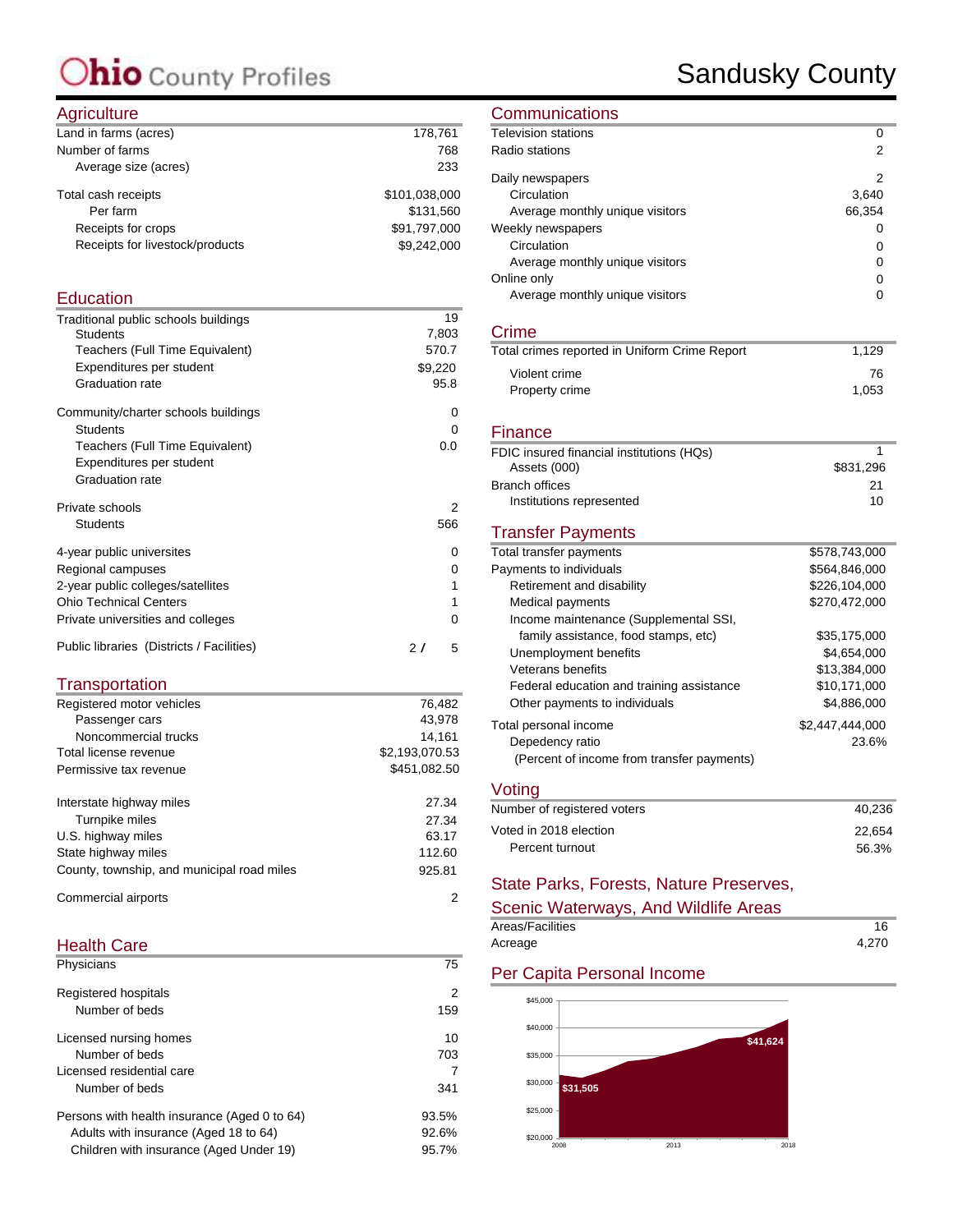# Ohio County Profiles

# Sandusky County

## Agriculture

| | |
|---|---|
| Land in farms (acres) | 178,761 |
| Number of farms | 768 |
| Average size (acres) | 233 |
| Total cash receipts | $101,038,000 |
| Per farm | $131,560 |
| Receipts for crops | $91,797,000 |
| Receipts for livestock/products | $9,242,000 |

## Education

| | |
|---|---|
| Traditional public schools buildings | 19 |
| Students | 7,803 |
| Teachers (Full Time Equivalent) | 570.7 |
| Expenditures per student | $9,220 |
| Graduation rate | 95.8 |
| Community/charter schools buildings | 0 |
| Students | 0 |
| Teachers (Full Time Equivalent) | 0.0 |
| Expenditures per student | |
| Graduation rate | |
| Private schools | 2 |
| Students | 566 |
| 4-year public universites | 0 |
| Regional campuses | 0 |
| 2-year public colleges/satellites | 1 |
| Ohio Technical Centers | 1 |
| Private universities and colleges | 0 |
| Public libraries (Districts / Facilities) | 2 / 5 |

## Transportation

| | |
|---|---|
| Registered motor vehicles | 76,482 |
| Passenger cars | 43,978 |
| Noncommercial trucks | 14,161 |
| Total license revenue | $2,193,070.53 |
| Permissive tax revenue | $451,082.50 |
| Interstate highway miles | 27.34 |
| Turnpike miles | 27.34 |
| U.S. highway miles | 63.17 |
| State highway miles | 112.60 |
| County, township, and municipal road miles | 925.81 |
| Commercial airports | 2 |

## Health Care

| | |
|---|---|
| Physicians | 75 |
| Registered hospitals | 2 |
| Number of beds | 159 |
| Licensed nursing homes | 10 |
| Number of beds | 703 |
| Licensed residential care | 7 |
| Number of beds | 341 |
| Persons with health insurance (Aged 0 to 64) | 93.5% |
| Adults with insurance (Aged 18 to 64) | 92.6% |
| Children with insurance (Aged Under 19) | 95.7% |

## Communications

| | |
|---|---|
| Television stations | 0 |
| Radio stations | 2 |
| Daily newspapers | 2 |
| Circulation | 3,640 |
| Average monthly unique visitors | 66,354 |
| Weekly newspapers | 0 |
| Circulation | 0 |
| Average monthly unique visitors | 0 |
| Online only | 0 |
| Average monthly unique visitors | 0 |

## Crime

| | |
|---|---|
| Total crimes reported in Uniform Crime Report | 1,129 |
| Violent crime | 76 |
| Property crime | 1,053 |

## Finance

| | |
|---|---|
| FDIC insured financial institutions (HQs) | 1 |
| Assets (000) | $831,296 |
| Branch offices | 21 |
| Institutions represented | 10 |

## Transfer Payments

| | |
|---|---|
| Total transfer payments | $578,743,000 |
| Payments to individuals | $564,846,000 |
| Retirement and disability | $226,104,000 |
| Medical payments | $270,472,000 |
| Income maintenance (Supplemental SSI, family assistance, food stamps, etc) | $35,175,000 |
| Unemployment benefits | $4,654,000 |
| Veterans benefits | $13,384,000 |
| Federal education and training assistance | $10,171,000 |
| Other payments to individuals | $4,886,000 |
| Total personal income | $2,447,444,000 |
| Depedency ratio (Percent of income from transfer payments) | 23.6% |

## Voting

| | |
|---|---|
| Number of registered voters | 40,236 |
| Voted in 2018 election | 22,654 |
| Percent turnout | 56.3% |

## State Parks, Forests, Nature Preserves, Scenic Waterways, And Wildlife Areas

| | |
|---|---|
| Areas/Facilities | 16 |
| Acreage | 4,270 |

## Per Capita Personal Income

2008: $31,505 — 2018: $41,624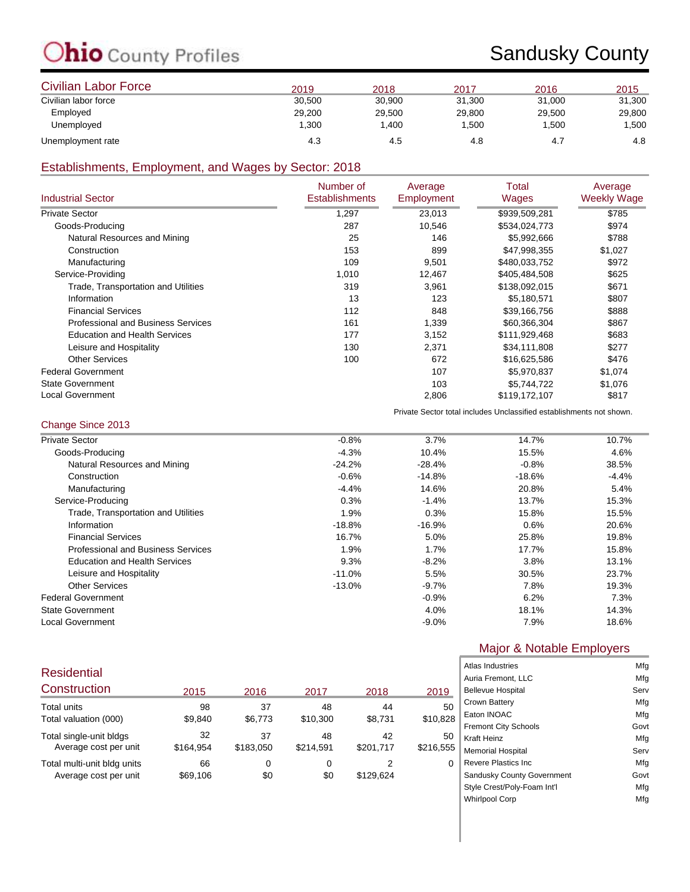# Ohio County Profiles — Sandusky County

## Civilian Labor Force

| Civilian Labor Force | 2019 | 2018 | 2017 | 2016 | 2015 |
|---|---|---|---|---|---|
| Civilian labor force | 30,500 | 30,900 | 31,300 | 31,000 | 31,300 |
| Employed | 29,200 | 29,500 | 29,800 | 29,500 | 29,800 |
| Unemployed | 1,300 | 1,400 | 1,500 | 1,500 | 1,500 |
| Unemployment rate | 4.3 | 4.5 | 4.8 | 4.7 | 4.8 |

## Establishments, Employment, and Wages by Sector: 2018

| Industrial Sector | Number of Establishments | Average Employment | Total Wages | Average Weekly Wage |
|---|---|---|---|---|
| Private Sector | 1,297 | 23,013 | $939,509,281 | $785 |
| Goods-Producing | 287 | 10,546 | $534,024,773 | $974 |
| Natural Resources and Mining | 25 | 146 | $5,992,666 | $788 |
| Construction | 153 | 899 | $47,998,355 | $1,027 |
| Manufacturing | 109 | 9,501 | $480,033,752 | $972 |
| Service-Providing | 1,010 | 12,467 | $405,484,508 | $625 |
| Trade, Transportation and Utilities | 319 | 3,961 | $138,092,015 | $671 |
| Information | 13 | 123 | $5,180,571 | $807 |
| Financial Services | 112 | 848 | $39,166,756 | $888 |
| Professional and Business Services | 161 | 1,339 | $60,366,304 | $867 |
| Education and Health Services | 177 | 3,152 | $111,929,468 | $683 |
| Leisure and Hospitality | 130 | 2,371 | $34,111,808 | $277 |
| Other Services | 100 | 672 | $16,625,586 | $476 |
| Federal Government | | 107 | $5,970,837 | $1,074 |
| State Government | | 103 | $5,744,722 | $1,076 |
| Local Government | | 2,806 | $119,172,107 | $817 |

Private Sector total includes Unclassified establishments not shown.

### Change Since 2013

| Industrial Sector | Number of Establishments | Average Employment | Total Wages | Average Weekly Wage |
|---|---|---|---|---|
| Private Sector | -0.8% | 3.7% | 14.7% | 10.7% |
| Goods-Producing | -4.3% | 10.4% | 15.5% | 4.6% |
| Natural Resources and Mining | -24.2% | -28.4% | -0.8% | 38.5% |
| Construction | -0.6% | -14.8% | -18.6% | -4.4% |
| Manufacturing | -4.4% | 14.6% | 20.8% | 5.4% |
| Service-Producing | 0.3% | -1.4% | 13.7% | 15.3% |
| Trade, Transportation and Utilities | 1.9% | 0.3% | 15.8% | 15.5% |
| Information | -18.8% | -16.9% | 0.6% | 20.6% |
| Financial Services | 16.7% | 5.0% | 25.8% | 19.8% |
| Professional and Business Services | 1.9% | 1.7% | 17.7% | 15.8% |
| Education and Health Services | 9.3% | -8.2% | 3.8% | 13.1% |
| Leisure and Hospitality | -11.0% | 5.5% | 30.5% | 23.7% |
| Other Services | -13.0% | -9.7% | 7.8% | 19.3% |
| Federal Government | | -0.9% | 6.2% | 7.3% |
| State Government | | 4.0% | 18.1% | 14.3% |
| Local Government | | -9.0% | 7.9% | 18.6% |

## Residential Construction

| | 2015 | 2016 | 2017 | 2018 | 2019 |
|---|---|---|---|---|---|
| Total units | 98 | 37 | 48 | 44 | 50 |
| Total valuation (000) | $9,840 | $6,773 | $10,300 | $8,731 | $10,828 |
| Total single-unit bldgs | 32 | 37 | 48 | 42 | 50 |
| Average cost per unit | $164,954 | $183,050 | $214,591 | $201,717 | $216,555 |
| Total multi-unit bldg units | 66 | 0 | 0 | 2 | 0 |
| Average cost per unit | $69,106 | $0 | $0 | $129,624 | |

## Major & Notable Employers

| | |
|---|---|
| Atlas Industries | Mfg |
| Auria Fremont, LLC | Mfg |
| Bellevue Hospital | Serv |
| Crown Battery | Mfg |
| Eaton INOAC | Mfg |
| Fremont City Schools | Govt |
| Kraft Heinz | Mfg |
| Memorial Hospital | Serv |
| Revere Plastics Inc | Mfg |
| Sandusky County Government | Govt |
| Style Crest/Poly-Foam Int'l | Mfg |
| Whirlpool Corp | Mfg |